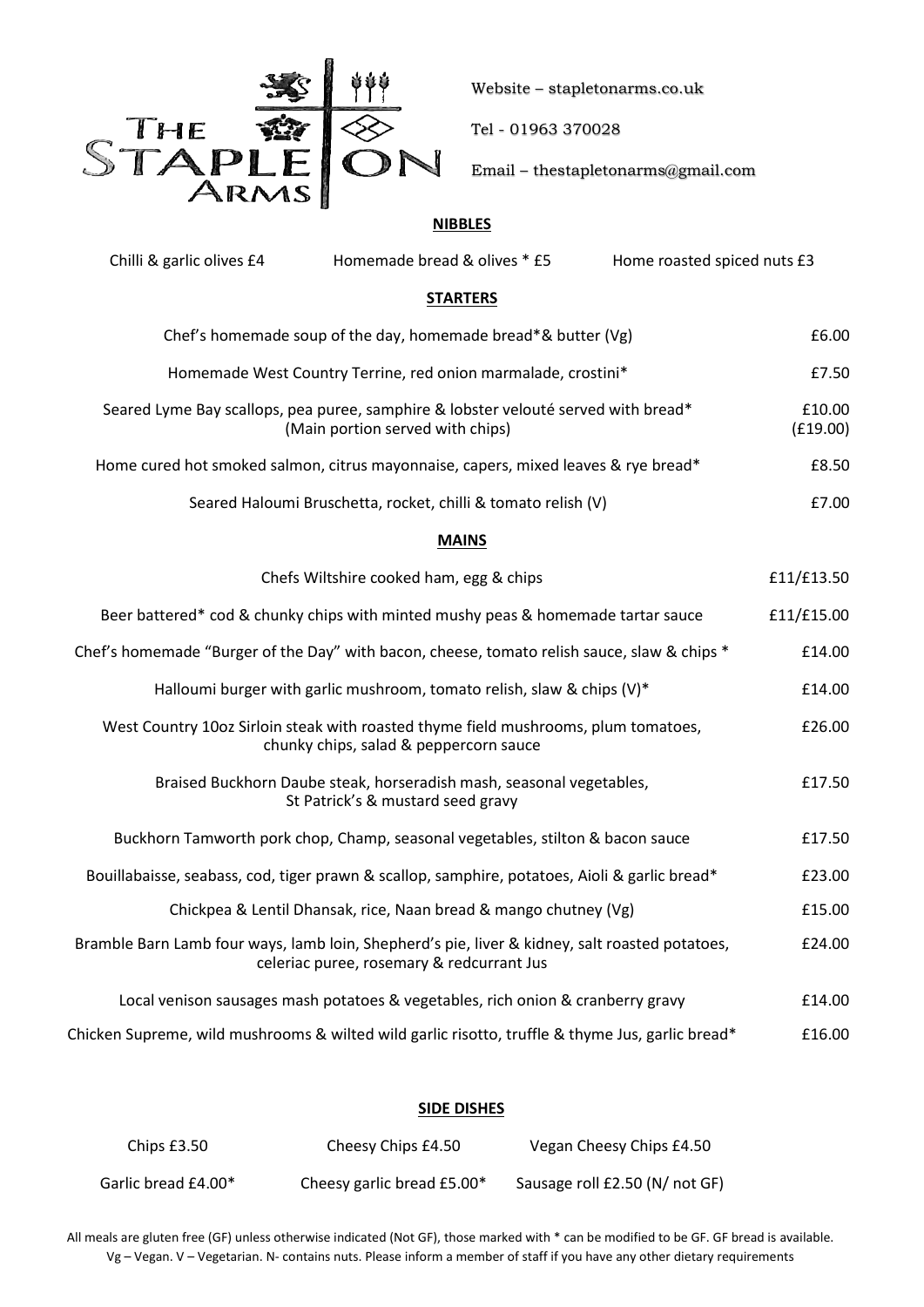# The Stapleton Arms

Website – stapletonarms.co.uk

Tel - 01963 370028

Email – thestapletonarms@gmail.com

## NIBBLES

Chilli & garlic olives £4 | Homemade bread & olives * £5 | Home roasted spiced nuts £3

## STARTERS

| Dish | Price |
|---|---|
| Chef's homemade soup of the day, homemade bread*& butter (Vg) | £6.00 |
| Homemade West Country Terrine, red onion marmalade, crostini* | £7.50 |
| Seared Lyme Bay scallops, pea puree, samphire & lobster velouté served with bread* (Main portion served with chips) | £10.00 (£19.00) |
| Home cured hot smoked salmon, citrus mayonnaise, capers, mixed leaves & rye bread* | £8.50 |
| Seared Haloumi Bruschetta, rocket, chilli & tomato relish (V) | £7.00 |

## MAINS

| Dish | Price |
|---|---|
| Chefs Wiltshire cooked ham, egg & chips | £11/£13.50 |
| Beer battered* cod & chunky chips with minted mushy peas & homemade tartar sauce | £11/£15.00 |
| Chef's homemade "Burger of the Day" with bacon, cheese, tomato relish sauce, slaw & chips * | £14.00 |
| Halloumi burger with garlic mushroom, tomato relish, slaw & chips (V)* | £14.00 |
| West Country 10oz Sirloin steak with roasted thyme field mushrooms, plum tomatoes, chunky chips, salad & peppercorn sauce | £26.00 |
| Braised Buckhorn Daube steak, horseradish mash, seasonal vegetables, St Patrick's & mustard seed gravy | £17.50 |
| Buckhorn Tamworth pork chop, Champ, seasonal vegetables, stilton & bacon sauce | £17.50 |
| Bouillabaisse, seabass, cod, tiger prawn & scallop, samphire, potatoes, Aioli & garlic bread* | £23.00 |
| Chickpea & Lentil Dhansak, rice, Naan bread & mango chutney (Vg) | £15.00 |
| Bramble Barn Lamb four ways, lamb loin, Shepherd's pie, liver & kidney, salt roasted potatoes, celeriac puree, rosemary & redcurrant Jus | £24.00 |
| Local venison sausages mash potatoes & vegetables, rich onion & cranberry gravy | £14.00 |
| Chicken Supreme, wild mushrooms & wilted wild garlic risotto, truffle & thyme Jus, garlic bread* | £16.00 |

## SIDE DISHES

| | | |
|---|---|---|
| Chips £3.50 | Cheesy Chips £4.50 | Vegan Cheesy Chips £4.50 |
| Garlic bread £4.00* | Cheesy garlic bread £5.00* | Sausage roll £2.50 (N/ not GF) |

All meals are gluten free (GF) unless otherwise indicated (Not GF), those marked with * can be modified to be GF. GF bread is available. Vg – Vegan. V – Vegetarian. N- contains nuts. Please inform a member of staff if you have any other dietary requirements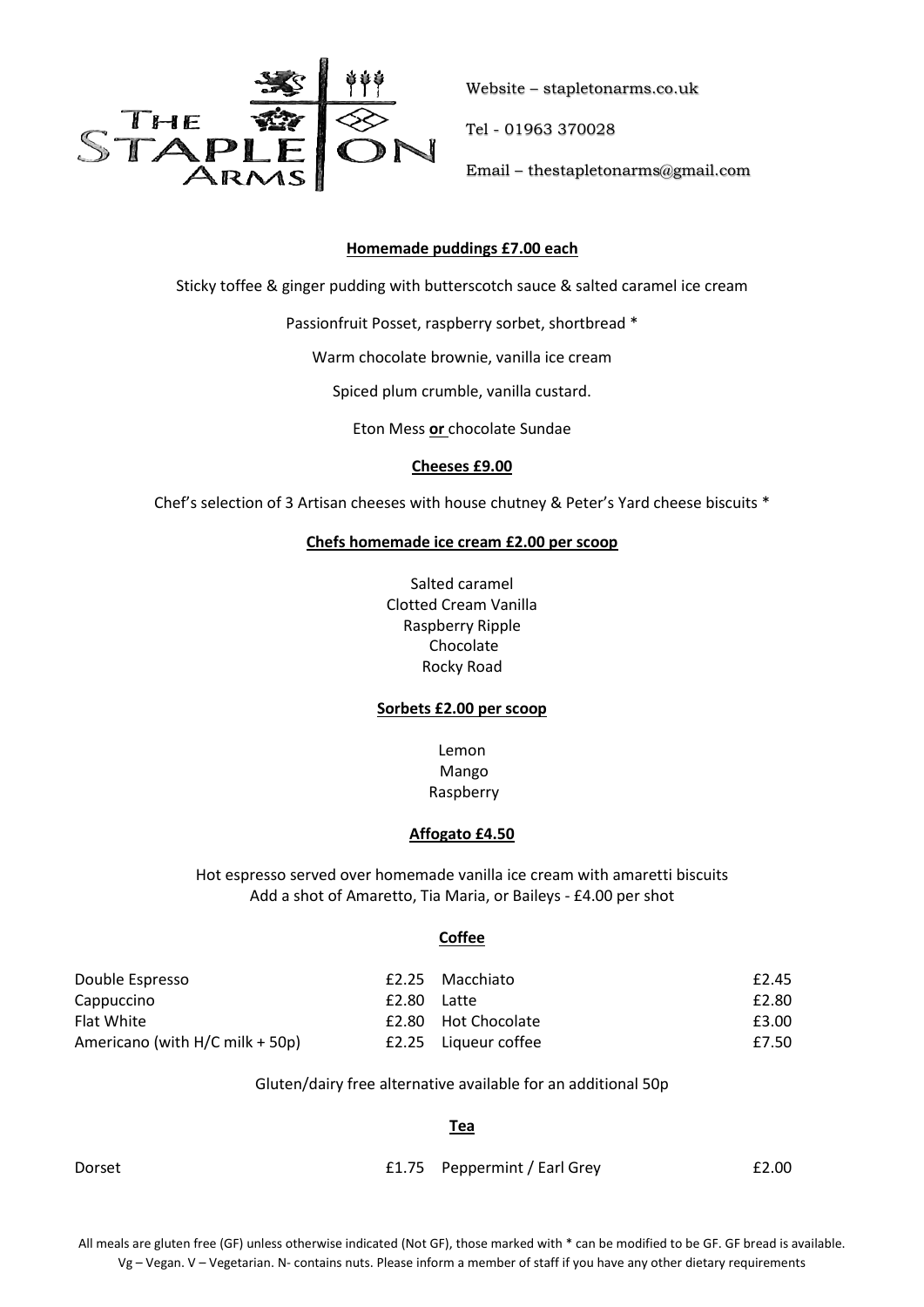THE STAPLETON ARMS

Website – stapletonarms.co.uk

Tel - 01963 370028

Email – thestapletonarms@gmail.com

**Homemade puddings £7.00 each**

Sticky toffee & ginger pudding with butterscotch sauce & salted caramel ice cream

Passionfruit Posset, raspberry sorbet, shortbread *

Warm chocolate brownie, vanilla ice cream

Spiced plum crumble, vanilla custard.

Eton Mess **or** chocolate Sundae

**Cheeses £9.00**

Chef's selection of 3 Artisan cheeses with house chutney & Peter's Yard cheese biscuits *

**Chefs homemade ice cream £2.00 per scoop**

Salted caramel
Clotted Cream Vanilla
Raspberry Ripple
Chocolate
Rocky Road

**Sorbets £2.00 per scoop**

Lemon
Mango
Raspberry

**Affogato £4.50**

Hot espresso served over homemade vanilla ice cream with amaretti biscuits
Add a shot of Amaretto, Tia Maria, or Baileys - £4.00 per shot

**Coffee**

| | | | |
|---|---|---|---|
| Double Espresso | £2.25 | Macchiato | £2.45 |
| Cappuccino | £2.80 | Latte | £2.80 |
| Flat White | £2.80 | Hot Chocolate | £3.00 |
| Americano (with H/C milk + 50p) | £2.25 | Liqueur coffee | £7.50 |

Gluten/dairy free alternative available for an additional 50p

**Tea**

| | | | |
|---|---|---|---|
| Dorset | £1.75 | Peppermint / Earl Grey | £2.00 |

All meals are gluten free (GF) unless otherwise indicated (Not GF), those marked with * can be modified to be GF. GF bread is available. Vg – Vegan. V – Vegetarian. N- contains nuts. Please inform a member of staff if you have any other dietary requirements